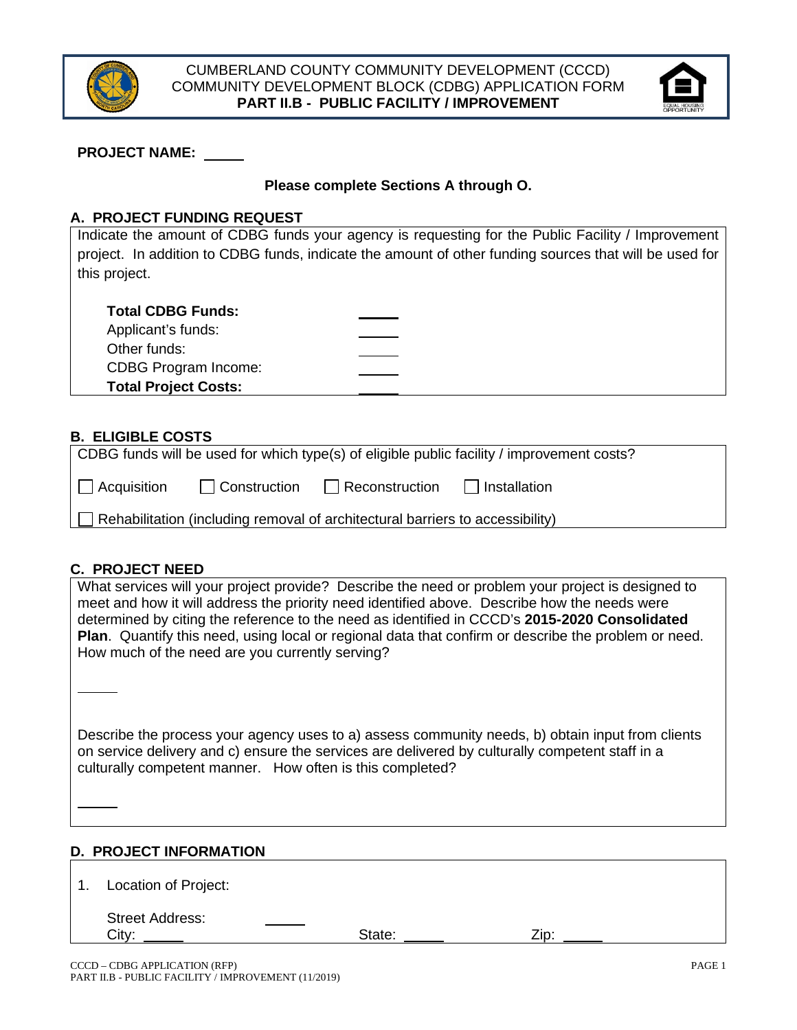CUMBERLAND COUNTY COMMUNITY DEVELOPMENT (CCCD)
COMMUNITY DEVELOPMENT BLOCK (CDBG) APPLICATION FORM
**PART II.B - PUBLIC FACILITY / IMPROVEMENT**

**PROJECT NAME:** _____

**Please complete Sections A through O.**

## A. PROJECT FUNDING REQUEST

Indicate the amount of CDBG funds your agency is requesting for the Public Facility / Improvement project. In addition to CDBG funds, indicate the amount of other funding sources that will be used for this project.

| | |
|---|---|
| **Total CDBG Funds:** | _____ |
| Applicant's funds: | _____ |
| Other funds: | _____ |
| CDBG Program Income: | _____ |
| **Total Project Costs:** | _____ |

## B. ELIGIBLE COSTS

CDBG funds will be used for which type(s) of eligible public facility / improvement costs?

☐ Acquisition ☐ Construction ☐ Reconstruction ☐ Installation

☐ Rehabilitation (including removal of architectural barriers to accessibility)

## C. PROJECT NEED

What services will your project provide? Describe the need or problem your project is designed to meet and how it will address the priority need identified above. Describe how the needs were determined by citing the reference to the need as identified in CCCD's **2015-2020 Consolidated Plan**. Quantify this need, using local or regional data that confirm or describe the problem or need. How much of the need are you currently serving?

_____

Describe the process your agency uses to a) assess community needs, b) obtain input from clients on service delivery and c) ensure the services are delivered by culturally competent staff in a culturally competent manner. How often is this completed?

_____

## D. PROJECT INFORMATION

1. Location of Project:

   Street Address: _____
   City: _____ State: _____ Zip: _____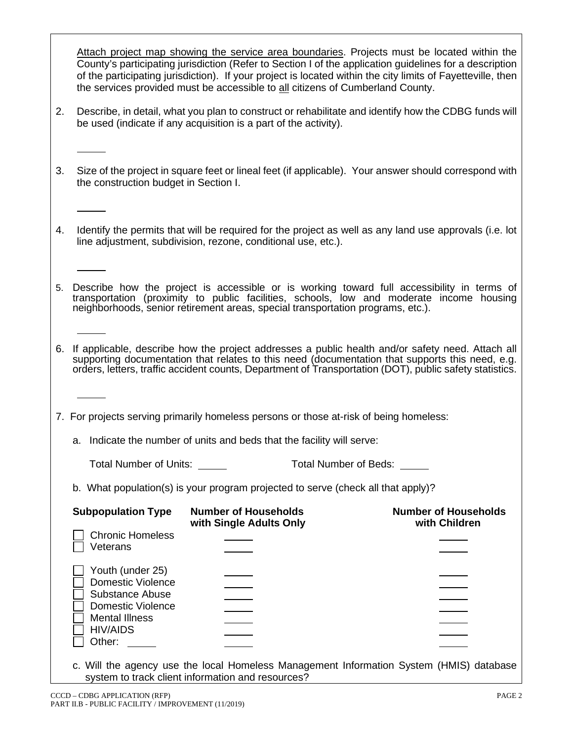Attach project map showing the service area boundaries. Projects must be located within the County's participating jurisdiction (Refer to Section I of the application guidelines for a description of the participating jurisdiction). If your project is located within the city limits of Fayetteville, then the services provided must be accessible to all citizens of Cumberland County.

2. Describe, in detail, what you plan to construct or rehabilitate and identify how the CDBG funds will be used (indicate if any acquisition is a part of the activity).

\_\_\_\_\_

3. Size of the project in square feet or lineal feet (if applicable). Your answer should correspond with the construction budget in Section I.

\_\_\_\_\_

4. Identify the permits that will be required for the project as well as any land use approvals (i.e. lot line adjustment, subdivision, rezone, conditional use, etc.).

\_\_\_\_\_

5. Describe how the project is accessible or is working toward full accessibility in terms of transportation (proximity to public facilities, schools, low and moderate income housing neighborhoods, senior retirement areas, special transportation programs, etc.).

\_\_\_\_\_

6. If applicable, describe how the project addresses a public health and/or safety need. Attach all supporting documentation that relates to this need (documentation that supports this need, e.g. orders, letters, traffic accident counts, Department of Transportation (DOT), public safety statistics.

\_\_\_\_\_

7. For projects serving primarily homeless persons or those at-risk of being homeless:

   a. Indicate the number of units and beds that the facility will serve:

   Total Number of Units: \_\_\_\_\_ Total Number of Beds: \_\_\_\_\_

   b. What population(s) is your program projected to serve (check all that apply)?

| Subpopulation Type | Number of Households with Single Adults Only | Number of Households with Children |
| --- | --- | --- |
| ☐ Chronic Homeless | \_\_\_\_\_ | \_\_\_\_\_ |
| ☐ Veterans | \_\_\_\_\_ | \_\_\_\_\_ |
| ☐ Youth (under 25) | \_\_\_\_\_ | \_\_\_\_\_ |
| ☐ Domestic Violence | \_\_\_\_\_ | \_\_\_\_\_ |
| ☐ Substance Abuse | \_\_\_\_\_ | \_\_\_\_\_ |
| ☐ Domestic Violence | \_\_\_\_\_ | \_\_\_\_\_ |
| ☐ Mental Illness | \_\_\_\_\_ | \_\_\_\_\_ |
| ☐ HIV/AIDS | \_\_\_\_\_ | \_\_\_\_\_ |
| ☐ Other: \_\_\_\_\_ | \_\_\_\_\_ | \_\_\_\_\_ |

   c. Will the agency use the local Homeless Management Information System (HMIS) database system to track client information and resources?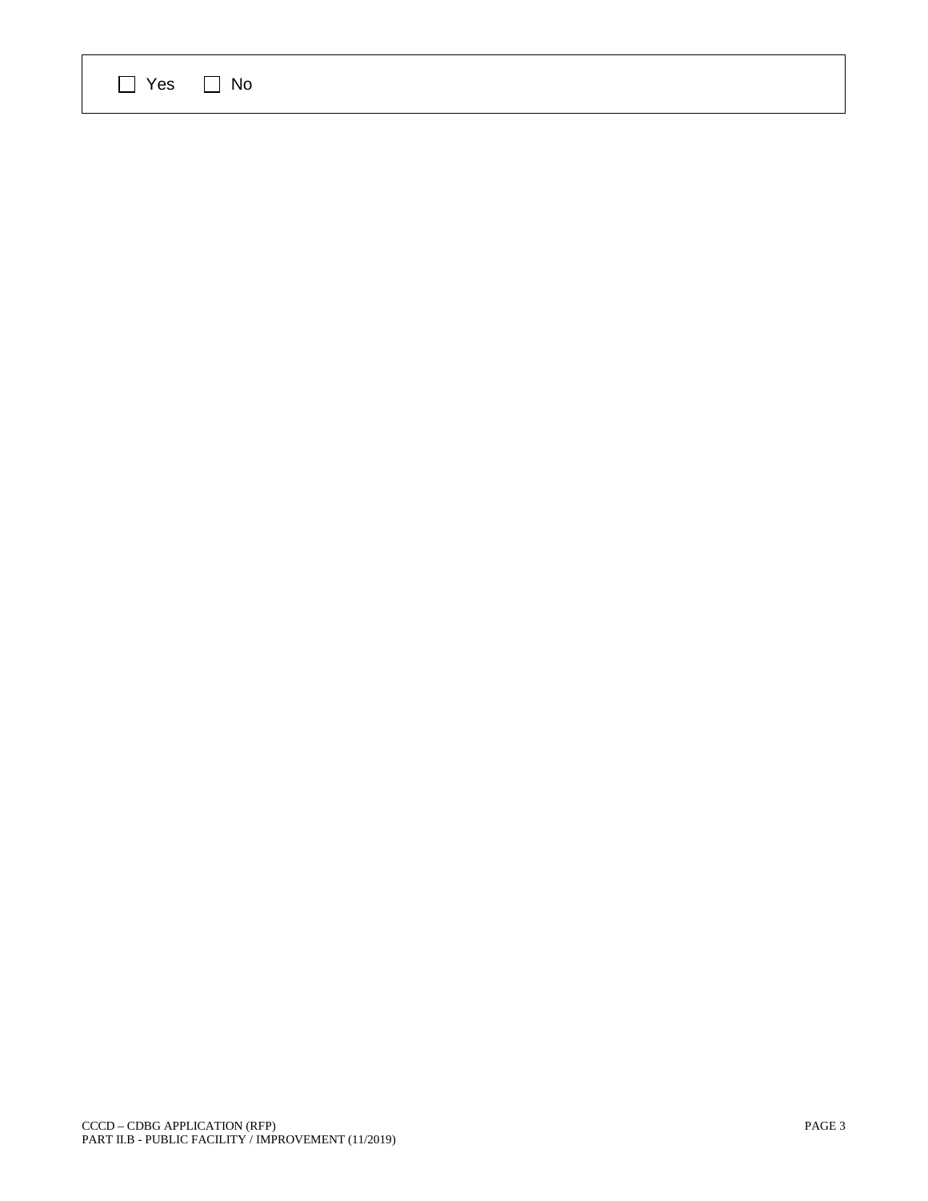| ☐ Yes ☐ No |
|---|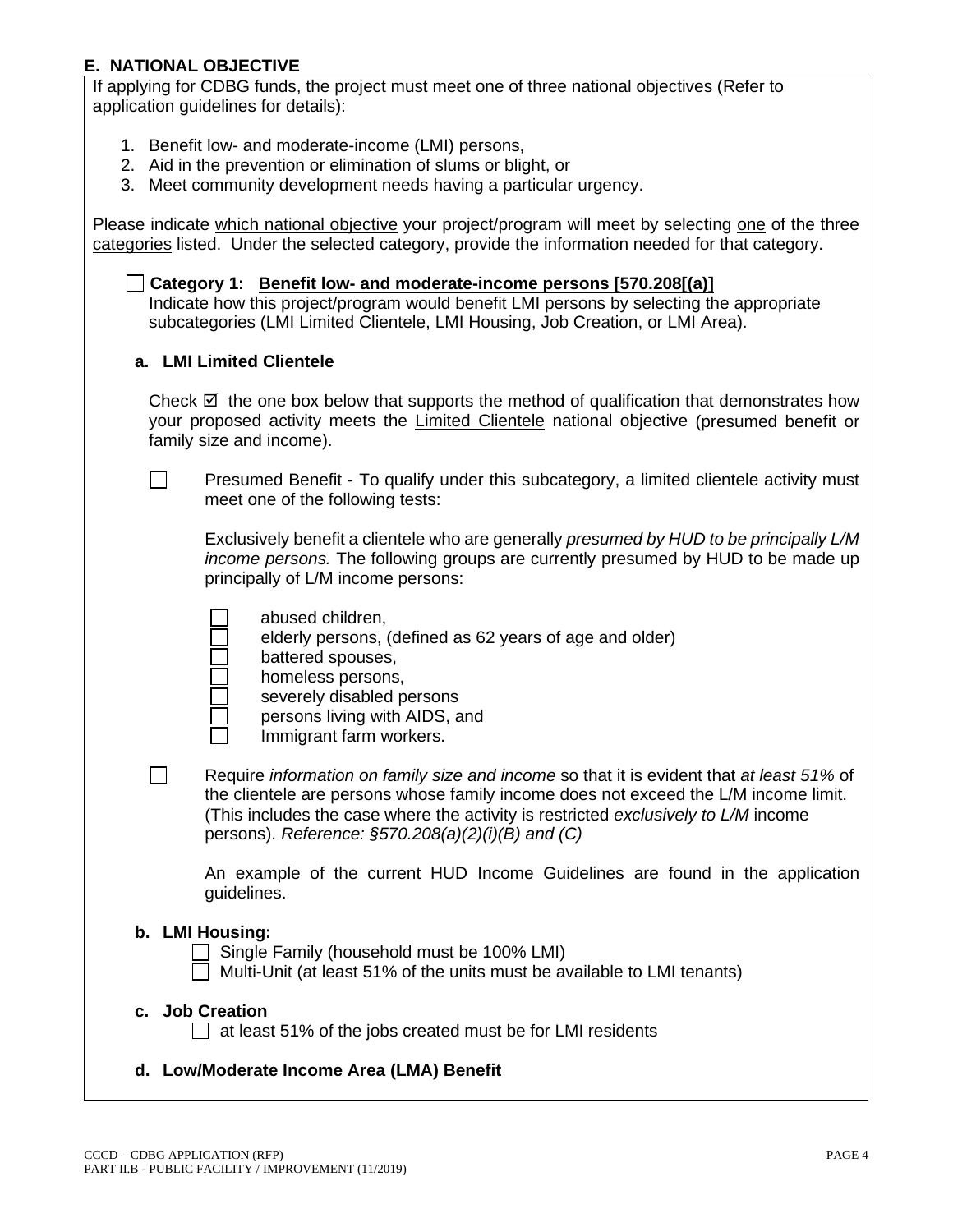## E. NATIONAL OBJECTIVE

If applying for CDBG funds, the project must meet one of three national objectives (Refer to application guidelines for details):

1. Benefit low- and moderate-income (LMI) persons,
2. Aid in the prevention or elimination of slums or blight, or
3. Meet community development needs having a particular urgency.

Please indicate <u>which national objective</u> your project/program will meet by selecting <u>one</u> of the three <u>categories</u> listed. Under the selected category, provide the information needed for that category.

☐ **Category 1: <u>Benefit low- and moderate-income persons [570.208[(a)]</u>**
Indicate how this project/program would benefit LMI persons by selecting the appropriate subcategories (LMI Limited Clientele, LMI Housing, Job Creation, or LMI Area).

**a. LMI Limited Clientele**

Check ☑ the one box below that supports the method of qualification that demonstrates how your proposed activity meets the <u>Limited Clientele</u> national objective (presumed benefit or family size and income).

☐ Presumed Benefit - To qualify under this subcategory, a limited clientele activity must meet one of the following tests:

Exclusively benefit a clientele who are generally *presumed by HUD to be principally L/M income persons.* The following groups are currently presumed by HUD to be made up principally of L/M income persons:

- ☐ abused children,
- ☐ elderly persons, (defined as 62 years of age and older)
- ☐ battered spouses,
- ☐ homeless persons,
- ☐ severely disabled persons
- ☐ persons living with AIDS, and
- ☐ Immigrant farm workers.

☐ Require *information on family size and income* so that it is evident that *at least 51%* of the clientele are persons whose family income does not exceed the L/M income limit. (This includes the case where the activity is restricted *exclusively to L/M* income persons). *Reference: §570.208(a)(2)(i)(B) and (C)*

An example of the current HUD Income Guidelines are found in the application guidelines.

**b. LMI Housing:**

☐ Single Family (household must be 100% LMI)
☐ Multi-Unit (at least 51% of the units must be available to LMI tenants)

**c. Job Creation**

☐ at least 51% of the jobs created must be for LMI residents

**d. Low/Moderate Income Area (LMA) Benefit**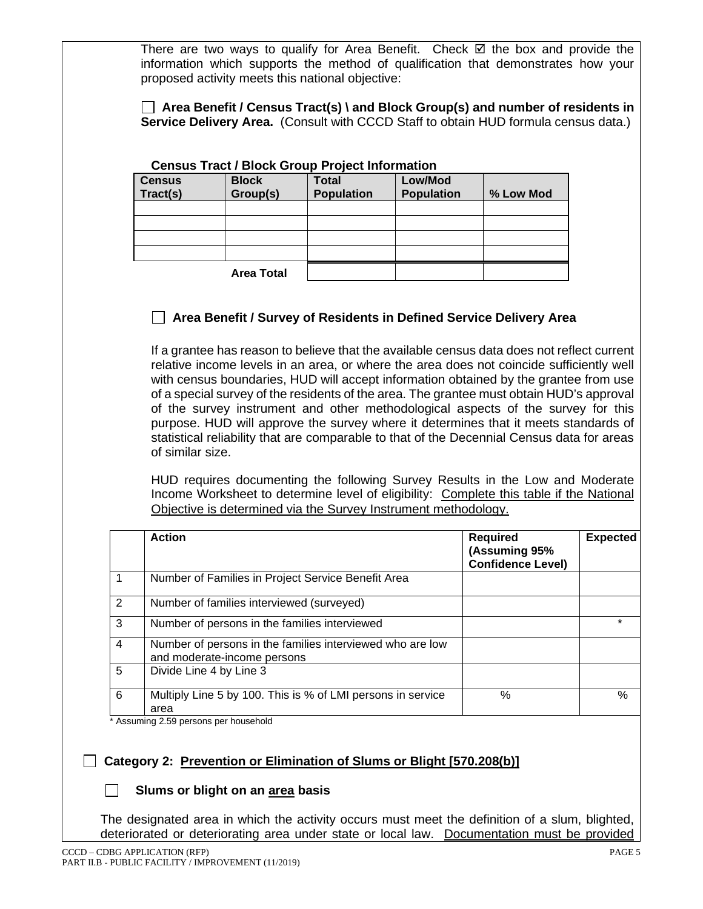There are two ways to qualify for Area Benefit. Check ☑ the box and provide the information which supports the method of qualification that demonstrates how your proposed activity meets this national objective:

☐ **Area Benefit / Census Tract(s) \ and Block Group(s) and number of residents in Service Delivery Area.** (Consult with CCCD Staff to obtain HUD formula census data.)

**Census Tract / Block Group Project Information**

| Census Tract(s) | Block Group(s) | Total Population | Low/Mod Population | % Low Mod |
|---|---|---|---|---|
| | | | | |
| | | | | |
| | | | | |
| | | | | |
| | **Area Total** | | | |

☐ **Area Benefit / Survey of Residents in Defined Service Delivery Area**

If a grantee has reason to believe that the available census data does not reflect current relative income levels in an area, or where the area does not coincide sufficiently well with census boundaries, HUD will accept information obtained by the grantee from use of a special survey of the residents of the area. The grantee must obtain HUD's approval of the survey instrument and other methodological aspects of the survey for this purpose. HUD will approve the survey where it determines that it meets standards of statistical reliability that are comparable to that of the Decennial Census data for areas of similar size.

HUD requires documenting the following Survey Results in the Low and Moderate Income Worksheet to determine level of eligibility: Complete this table if the National Objective is determined via the Survey Instrument methodology.

| | Action | Required (Assuming 95% Confidence Level) | Expected |
|---|---|---|---|
| 1 | Number of Families in Project Service Benefit Area | | |
| 2 | Number of families interviewed (surveyed) | | |
| 3 | Number of persons in the families interviewed | | * |
| 4 | Number of persons in the families interviewed who are low and moderate-income persons | | |
| 5 | Divide Line 4 by Line 3 | | |
| 6 | Multiply Line 5 by 100. This is % of LMI persons in service area | % | % |

* Assuming 2.59 persons per household

☐ **Category 2: Prevention or Elimination of Slums or Blight [570.208(b)]**

☐ **Slums or blight on an area basis**

The designated area in which the activity occurs must meet the definition of a slum, blighted, deteriorated or deteriorating area under state or local law. Documentation must be provided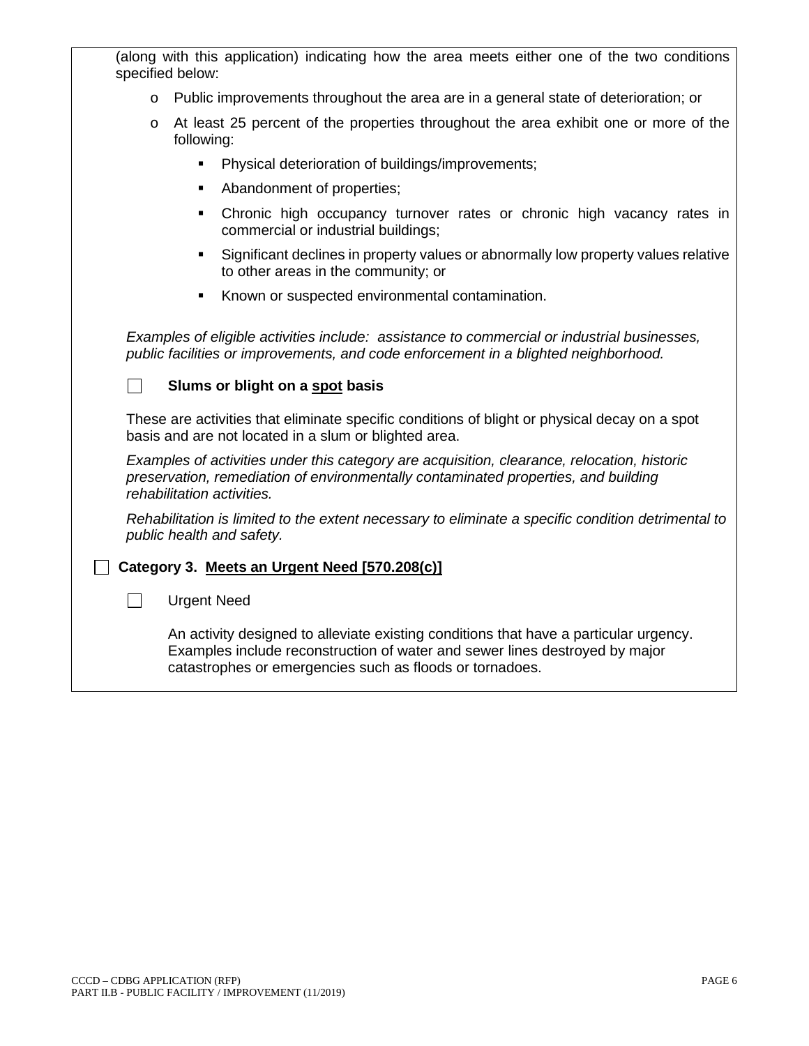(along with this application) indicating how the area meets either one of the two conditions specified below:

- Public improvements throughout the area are in a general state of deterioration; or
- At least 25 percent of the properties throughout the area exhibit one or more of the following:
  - Physical deterioration of buildings/improvements;
  - Abandonment of properties;
  - Chronic high occupancy turnover rates or chronic high vacancy rates in commercial or industrial buildings;
  - Significant declines in property values or abnormally low property values relative to other areas in the community; or
  - Known or suspected environmental contamination.

*Examples of eligible activities include: assistance to commercial or industrial businesses, public facilities or improvements, and code enforcement in a blighted neighborhood.*

☐ **Slums or blight on a <u>spot</u> basis**

These are activities that eliminate specific conditions of blight or physical decay on a spot basis and are not located in a slum or blighted area.

*Examples of activities under this category are acquisition, clearance, relocation, historic preservation, remediation of environmentally contaminated properties, and building rehabilitation activities.*

*Rehabilitation is limited to the extent necessary to eliminate a specific condition detrimental to public health and safety.*

☐ **Category 3. <u>Meets an Urgent Need [570.208(c)]</u>**

☐ Urgent Need

An activity designed to alleviate existing conditions that have a particular urgency. Examples include reconstruction of water and sewer lines destroyed by major catastrophes or emergencies such as floods or tornadoes.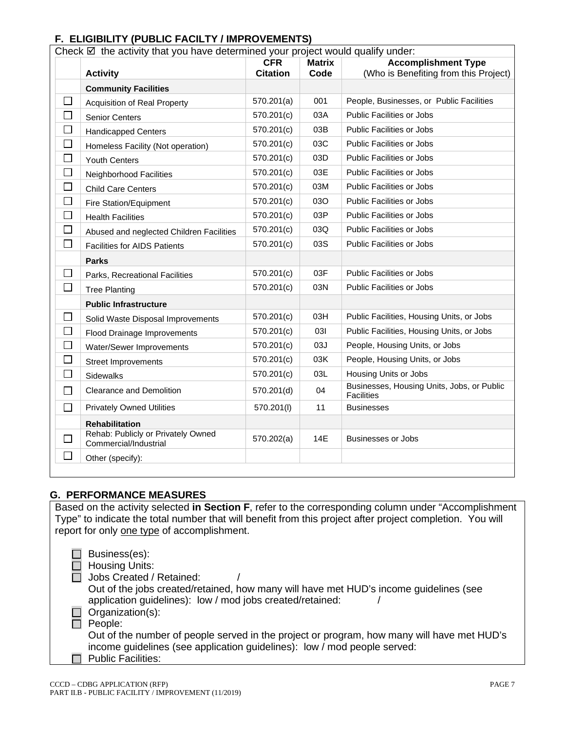## F. ELIGIBILITY (PUBLIC FACILTY / IMPROVEMENTS)

Check ☑ the activity that you have determined your project would qualify under:

| | Activity | CFR Citation | Matrix Code | Accomplishment Type (Who is Benefiting from this Project) |
|---|---|---|---|---|
| | **Community Facilities** | | | |
| ☐ | Acquisition of Real Property | 570.201(a) | 001 | People, Businesses, or Public Facilities |
| ☐ | Senior Centers | 570.201(c) | 03A | Public Facilities or Jobs |
| ☐ | Handicapped Centers | 570.201(c) | 03B | Public Facilities or Jobs |
| ☐ | Homeless Facility (Not operation) | 570.201(c) | 03C | Public Facilities or Jobs |
| ☐ | Youth Centers | 570.201(c) | 03D | Public Facilities or Jobs |
| ☐ | Neighborhood Facilities | 570.201(c) | 03E | Public Facilities or Jobs |
| ☐ | Child Care Centers | 570.201(c) | 03M | Public Facilities or Jobs |
| ☐ | Fire Station/Equipment | 570.201(c) | 03O | Public Facilities or Jobs |
| ☐ | Health Facilities | 570.201(c) | 03P | Public Facilities or Jobs |
| ☐ | Abused and neglected Children Facilities | 570.201(c) | 03Q | Public Facilities or Jobs |
| ☐ | Facilities for AIDS Patients | 570.201(c) | 03S | Public Facilities or Jobs |
| | **Parks** | | | |
| ☐ | Parks, Recreational Facilities | 570.201(c) | 03F | Public Facilities or Jobs |
| ☐ | Tree Planting | 570.201(c) | 03N | Public Facilities or Jobs |
| | **Public Infrastructure** | | | |
| ☐ | Solid Waste Disposal Improvements | 570.201(c) | 03H | Public Facilities, Housing Units, or Jobs |
| ☐ | Flood Drainage Improvements | 570.201(c) | 03I | Public Facilities, Housing Units, or Jobs |
| ☐ | Water/Sewer Improvements | 570.201(c) | 03J | People, Housing Units, or Jobs |
| ☐ | Street Improvements | 570.201(c) | 03K | People, Housing Units, or Jobs |
| ☐ | Sidewalks | 570.201(c) | 03L | Housing Units or Jobs |
| ☐ | Clearance and Demolition | 570.201(d) | 04 | Businesses, Housing Units, Jobs, or Public Facilities |
| ☐ | Privately Owned Utilities | 570.201(l) | 11 | Businesses |
| | **Rehabilitation** | | | |
| ☐ | Rehab: Publicly or Privately Owned Commercial/Industrial | 570.202(a) | 14E | Businesses or Jobs |
| ☐ | Other (specify): | | | |

## G. PERFORMANCE MEASURES

Based on the activity selected **in Section F**, refer to the corresponding column under "Accomplishment Type" to indicate the total number that will benefit from this project after project completion. You will report for only <u>one type</u> of accomplishment.

- ☐ Business(es):
- ☐ Housing Units:
- ☐ Jobs Created / Retained: /
  Out of the jobs created/retained, how many will have met HUD's income guidelines (see application guidelines): low / mod jobs created/retained: /
- ☐ Organization(s):
- ☐ People:
  Out of the number of people served in the project or program, how many will have met HUD's income guidelines (see application guidelines): low / mod people served:
- ☐ Public Facilities: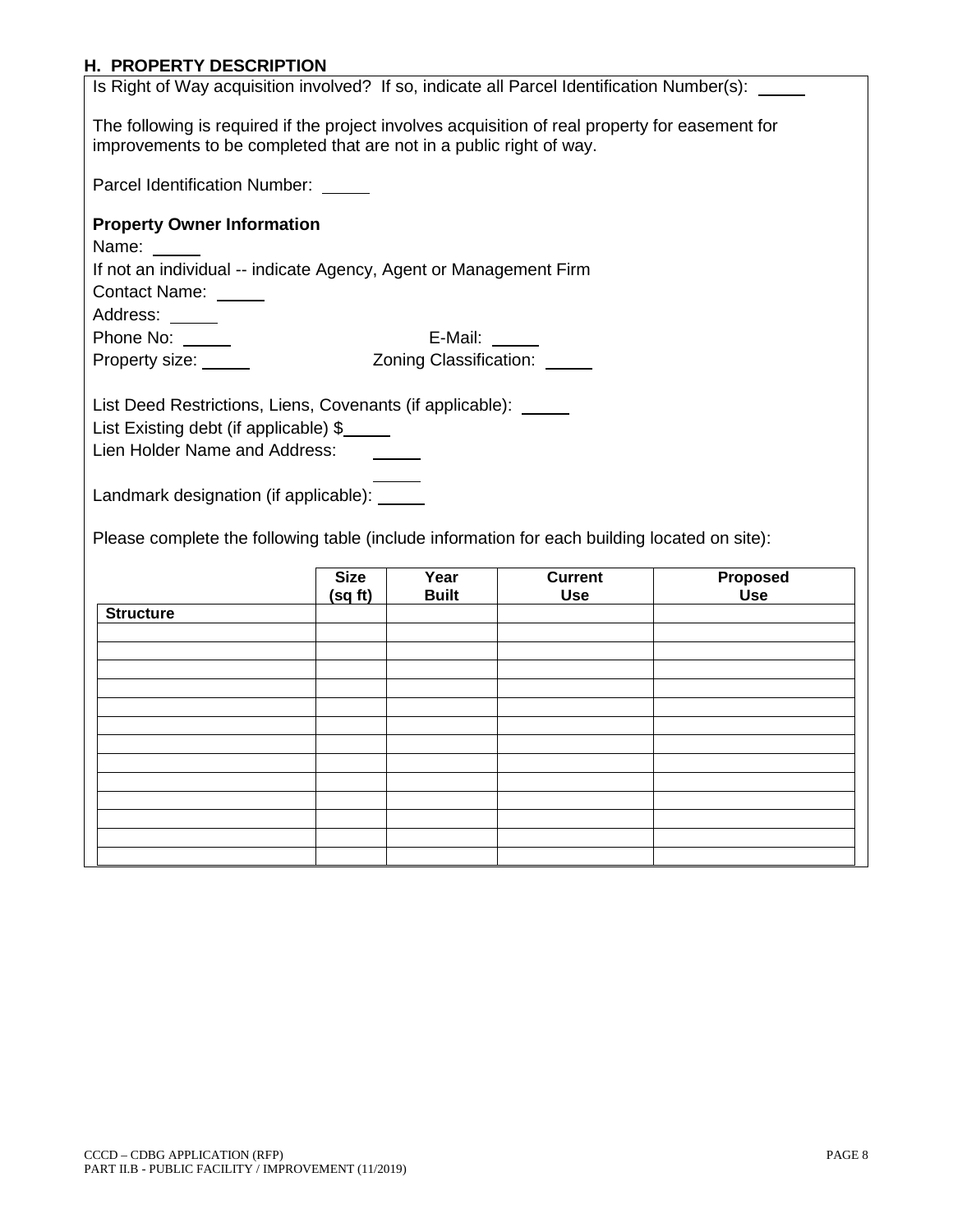## H. PROPERTY DESCRIPTION

Is Right of Way acquisition involved? If so, indicate all Parcel Identification Number(s): _____

The following is required if the project involves acquisition of real property for easement for improvements to be completed that are not in a public right of way.

Parcel Identification Number: _____

**Property Owner Information**

Name: _____

If not an individual -- indicate Agency, Agent or Management Firm

Contact Name: _____

Address: _____

Phone No: _____ E-Mail: _____

Property size: _____ Zoning Classification: _____

List Deed Restrictions, Liens, Covenants (if applicable): _____

List Existing debt (if applicable) $_____

Lien Holder Name and Address: _____

_____

Landmark designation (if applicable): _____

Please complete the following table (include information for each building located on site):

| | Size (sq ft) | Year Built | Current Use | Proposed Use |
|---|---|---|---|---|
| **Structure** | | | | |
| | | | | |
| | | | | |
| | | | | |
| | | | | |
| | | | | |
| | | | | |
| | | | | |
| | | | | |
| | | | | |
| | | | | |
| | | | | |
| | | | | |
| | | | | |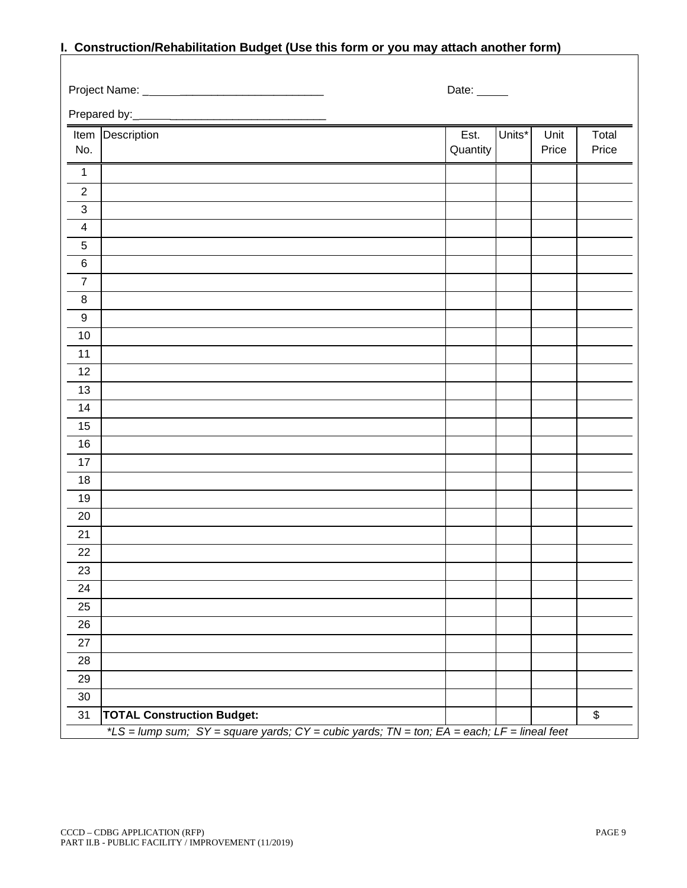## I. Construction/Rehabilitation Budget (Use this form or you may attach another form)

Project Name: ______________________________ Date: _____

Prepared by:________________________________

| Item No. | Description | Est. Quantity | Units* | Unit Price | Total Price |
|---|---|---|---|---|---|
| 1 | | | | | |
| 2 | | | | | |
| 3 | | | | | |
| 4 | | | | | |
| 5 | | | | | |
| 6 | | | | | |
| 7 | | | | | |
| 8 | | | | | |
| 9 | | | | | |
| 10 | | | | | |
| 11 | | | | | |
| 12 | | | | | |
| 13 | | | | | |
| 14 | | | | | |
| 15 | | | | | |
| 16 | | | | | |
| 17 | | | | | |
| 18 | | | | | |
| 19 | | | | | |
| 20 | | | | | |
| 21 | | | | | |
| 22 | | | | | |
| 23 | | | | | |
| 24 | | | | | |
| 25 | | | | | |
| 26 | | | | | |
| 27 | | | | | |
| 28 | | | | | |
| 29 | | | | | |
| 30 | | | | | |
| 31 | **TOTAL Construction Budget:** | | | | $ |

*\*LS = lump sum; SY = square yards; CY = cubic yards; TN = ton; EA = each; LF = lineal feet*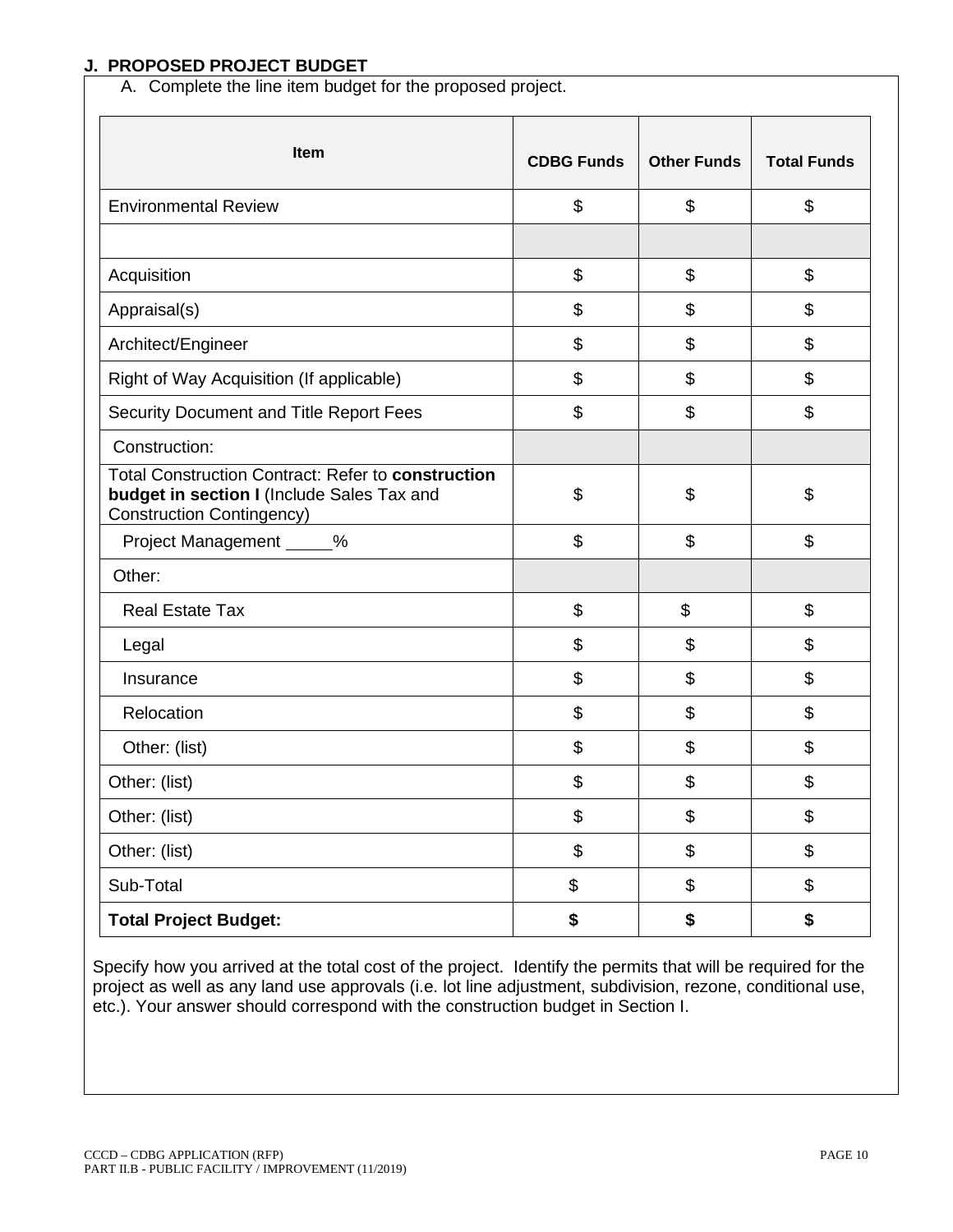## J. PROPOSED PROJECT BUDGET

A. Complete the line item budget for the proposed project.

| Item | CDBG Funds | Other Funds | Total Funds |
|---|---|---|---|
| Environmental Review | $ | $ | $ |
| | | | |
| Acquisition | $ | $ | $ |
| Appraisal(s) | $ | $ | $ |
| Architect/Engineer | $ | $ | $ |
| Right of Way Acquisition (If applicable) | $ | $ | $ |
| Security Document and Title Report Fees | $ | $ | $ |
| Construction: | | | |
| Total Construction Contract: Refer to **construction budget in section I** (Include Sales Tax and Construction Contingency) | $ | $ | $ |
| Project Management _____% | $ | $ | $ |
| Other: | | | |
| Real Estate Tax | $ | $ | $ |
| Legal | $ | $ | $ |
| Insurance | $ | $ | $ |
| Relocation | $ | $ | $ |
| Other: (list) | $ | $ | $ |
| Other: (list) | $ | $ | $ |
| Other: (list) | $ | $ | $ |
| Other: (list) | $ | $ | $ |
| Sub-Total | $ | $ | $ |
| **Total Project Budget:** | **$** | **$** | **$** |

Specify how you arrived at the total cost of the project. Identify the permits that will be required for the project as well as any land use approvals (i.e. lot line adjustment, subdivision, rezone, conditional use, etc.). Your answer should correspond with the construction budget in Section I.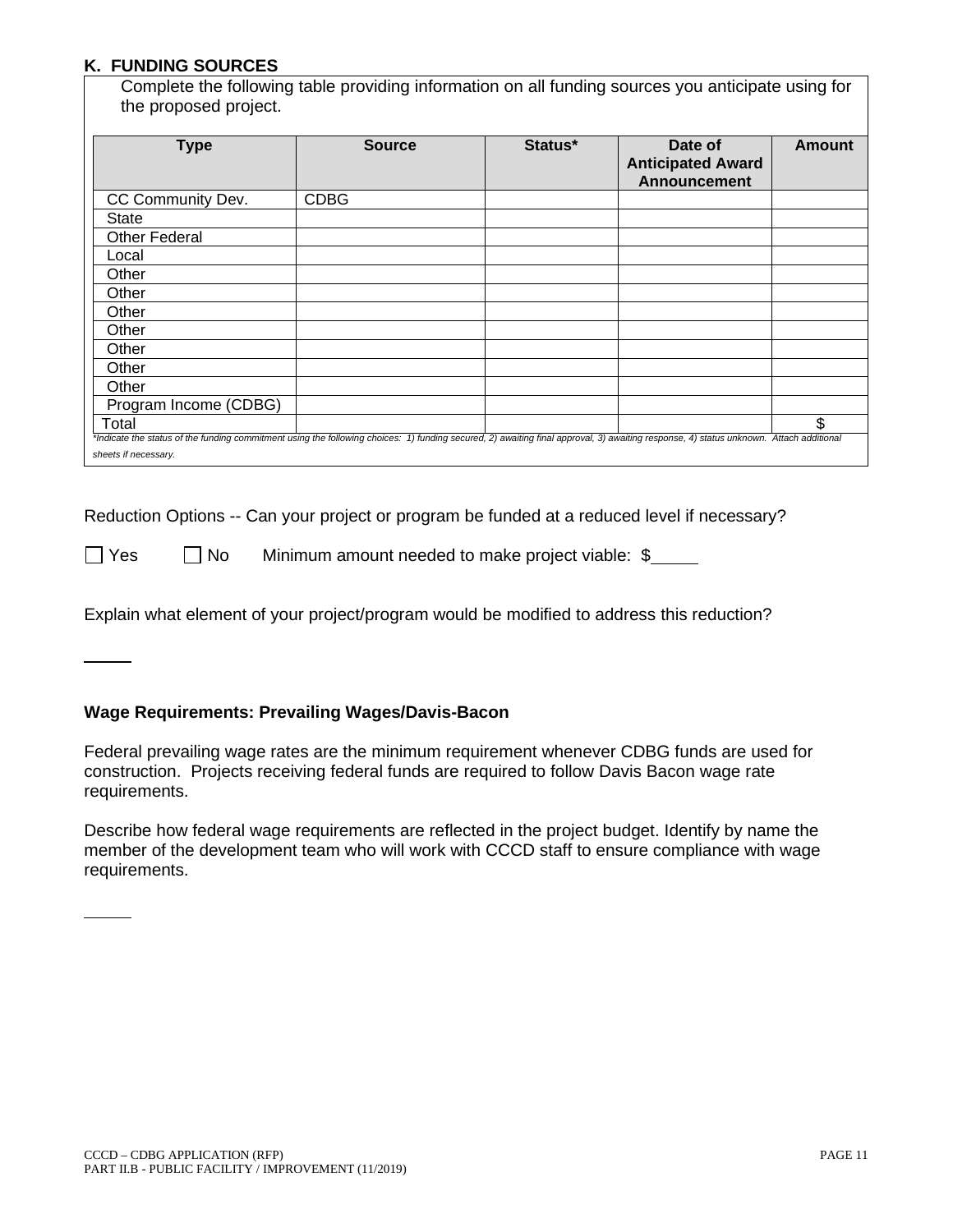## K. FUNDING SOURCES

Complete the following table providing information on all funding sources you anticipate using for the proposed project.

| Type | Source | Status* | Date of Anticipated Award Announcement | Amount |
|---|---|---|---|---|
| CC Community Dev. | CDBG | | | |
| State | | | | |
| Other Federal | | | | |
| Local | | | | |
| Other | | | | |
| Other | | | | |
| Other | | | | |
| Other | | | | |
| Other | | | | |
| Other | | | | |
| Other | | | | |
| Program Income (CDBG) | | | | |
| Total | | | | $ |

*\*Indicate the status of the funding commitment using the following choices: 1) funding secured, 2) awaiting final approval, 3) awaiting response, 4) status unknown. Attach additional sheets if necessary.*

Reduction Options -- Can your project or program be funded at a reduced level if necessary?

☐ Yes ☐ No Minimum amount needed to make project viable: $_____

Explain what element of your project/program would be modified to address this reduction?

_____

**Wage Requirements: Prevailing Wages/Davis-Bacon**

Federal prevailing wage rates are the minimum requirement whenever CDBG funds are used for construction. Projects receiving federal funds are required to follow Davis Bacon wage rate requirements.

Describe how federal wage requirements are reflected in the project budget. Identify by name the member of the development team who will work with CCCD staff to ensure compliance with wage requirements.

_____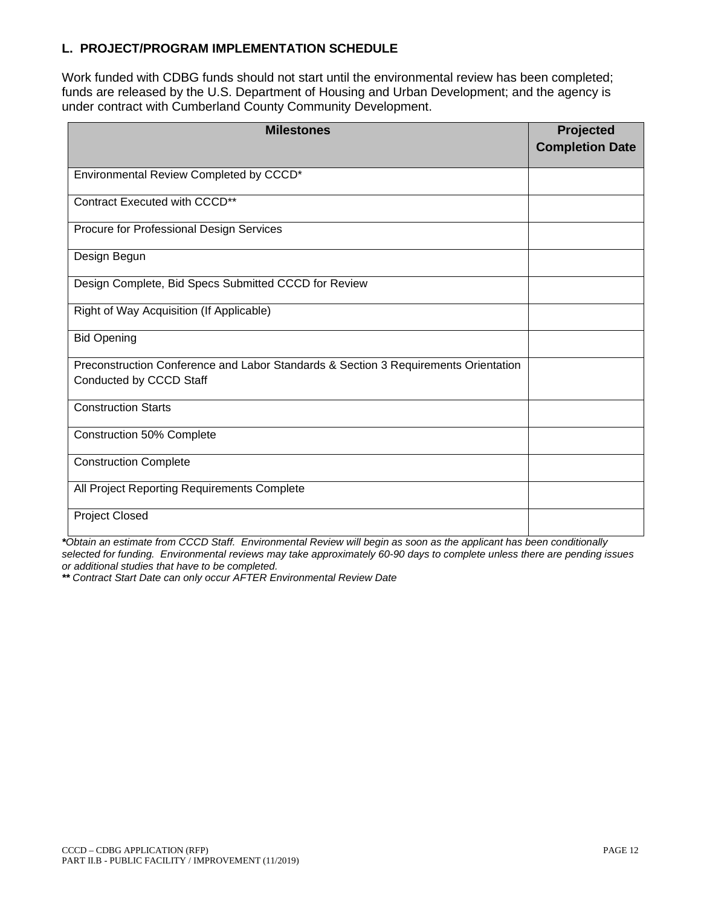## L. PROJECT/PROGRAM IMPLEMENTATION SCHEDULE

Work funded with CDBG funds should not start until the environmental review has been completed; funds are released by the U.S. Department of Housing and Urban Development; and the agency is under contract with Cumberland County Community Development.

| Milestones | Projected Completion Date |
|---|---|
| Environmental Review Completed by CCCD* | |
| Contract Executed with CCCD** | |
| Procure for Professional Design Services | |
| Design Begun | |
| Design Complete, Bid Specs Submitted CCCD for Review | |
| Right of Way Acquisition (If Applicable) | |
| Bid Opening | |
| Preconstruction Conference and Labor Standards & Section 3 Requirements Orientation Conducted by CCCD Staff | |
| Construction Starts | |
| Construction 50% Complete | |
| Construction Complete | |
| All Project Reporting Requirements Complete | |
| Project Closed | |

***Obtain an estimate from CCCD Staff. Environmental Review will begin as soon as the applicant has been conditionally selected for funding. Environmental reviews may take approximately 60-90 days to complete unless there are pending issues or additional studies that have to be completed.***

***** Contract Start Date can only occur AFTER Environmental Review Date***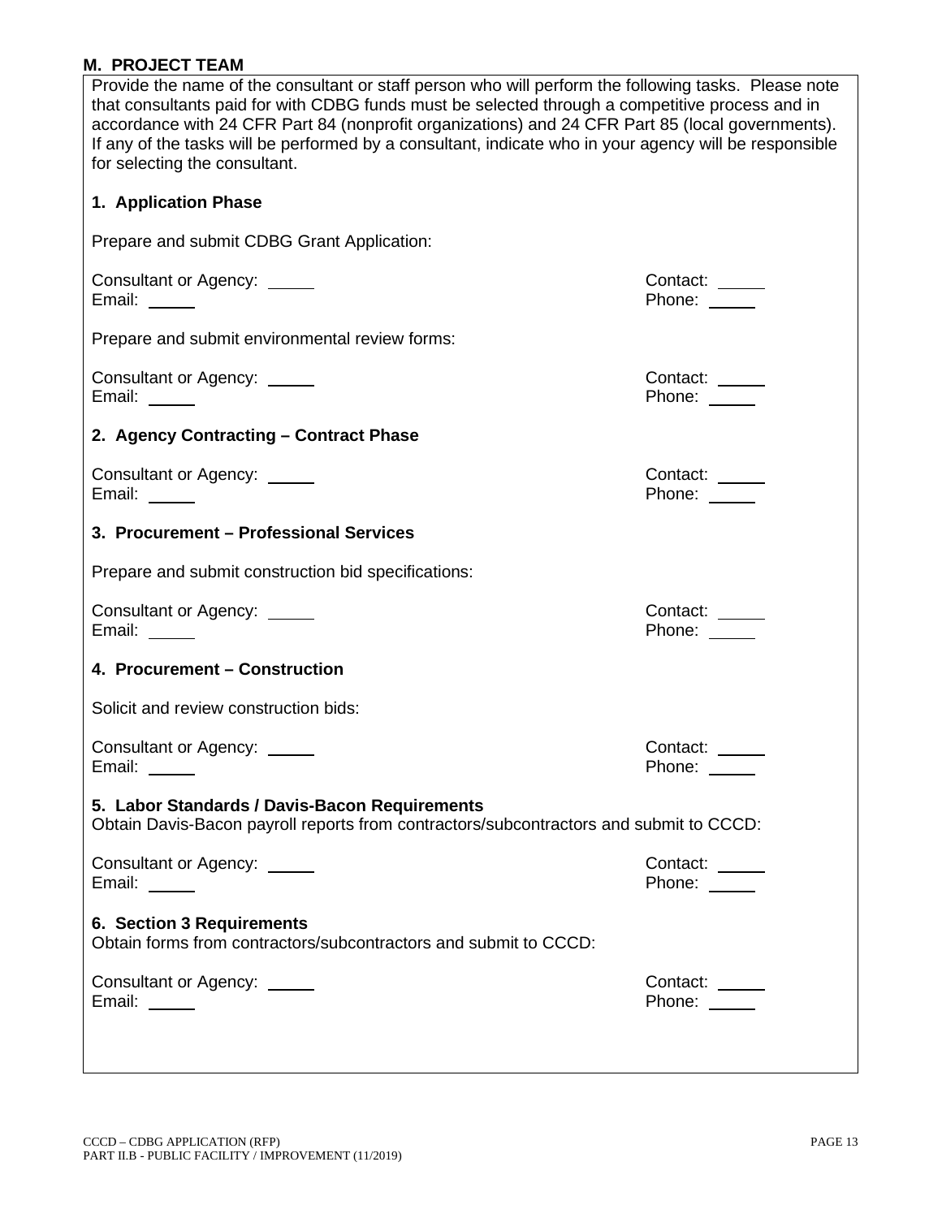## M. PROJECT TEAM

Provide the name of the consultant or staff person who will perform the following tasks. Please note that consultants paid for with CDBG funds must be selected through a competitive process and in accordance with 24 CFR Part 84 (nonprofit organizations) and 24 CFR Part 85 (local governments). If any of the tasks will be performed by a consultant, indicate who in your agency will be responsible for selecting the consultant.

### 1. Application Phase

Prepare and submit CDBG Grant Application:

Consultant or Agency: _____ Contact: _____
Email: _____ Phone: _____

Prepare and submit environmental review forms:

Consultant or Agency: _____ Contact: _____
Email: _____ Phone: _____

### 2. Agency Contracting – Contract Phase

Consultant or Agency: _____ Contact: _____
Email: _____ Phone: _____

### 3. Procurement – Professional Services

Prepare and submit construction bid specifications:

Consultant or Agency: _____ Contact: _____
Email: _____ Phone: _____

### 4. Procurement – Construction

Solicit and review construction bids:

Consultant or Agency: _____ Contact: _____
Email: _____ Phone: _____

### 5. Labor Standards / Davis-Bacon Requirements

Obtain Davis-Bacon payroll reports from contractors/subcontractors and submit to CCCD:

Consultant or Agency: _____ Contact: _____
Email: _____ Phone: _____

### 6. Section 3 Requirements

Obtain forms from contractors/subcontractors and submit to CCCD:

Consultant or Agency: _____ Contact: _____
Email: _____ Phone: _____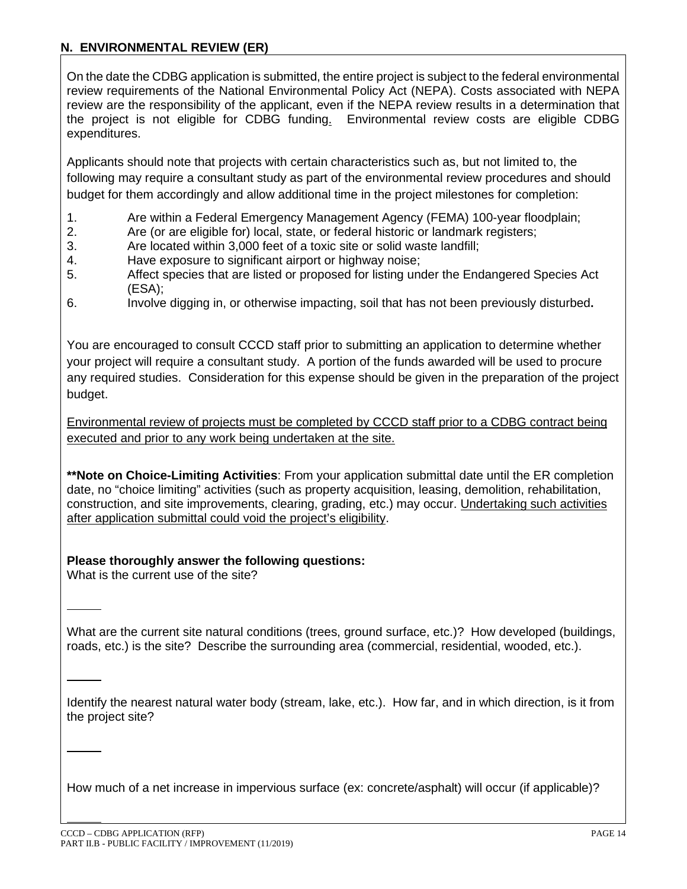## N. ENVIRONMENTAL REVIEW (ER)

On the date the CDBG application is submitted, the entire project is subject to the federal environmental review requirements of the National Environmental Policy Act (NEPA). Costs associated with NEPA review are the responsibility of the applicant, even if the NEPA review results in a determination that the project is not eligible for CDBG funding. Environmental review costs are eligible CDBG expenditures.

Applicants should note that projects with certain characteristics such as, but not limited to, the following may require a consultant study as part of the environmental review procedures and should budget for them accordingly and allow additional time in the project milestones for completion:

1. Are within a Federal Emergency Management Agency (FEMA) 100-year floodplain;
2. Are (or are eligible for) local, state, or federal historic or landmark registers;
3. Are located within 3,000 feet of a toxic site or solid waste landfill;
4. Have exposure to significant airport or highway noise;
5. Affect species that are listed or proposed for listing under the Endangered Species Act (ESA);
6. Involve digging in, or otherwise impacting, soil that has not been previously disturbed**.**

You are encouraged to consult CCCD staff prior to submitting an application to determine whether your project will require a consultant study. A portion of the funds awarded will be used to procure any required studies. Consideration for this expense should be given in the preparation of the project budget.

<u>Environmental review of projects must be completed by CCCD staff prior to a CDBG contract being executed and prior to any work being undertaken at the site.</u>

**\*\*Note on Choice-Limiting Activities**: From your application submittal date until the ER completion date, no "choice limiting" activities (such as property acquisition, leasing, demolition, rehabilitation, construction, and site improvements, clearing, grading, etc.) may occur. <u>Undertaking such activities after application submittal could void the project's eligibility</u>.

**Please thoroughly answer the following questions:**

What is the current use of the site?

\_\_\_\_\_

What are the current site natural conditions (trees, ground surface, etc.)? How developed (buildings, roads, etc.) is the site? Describe the surrounding area (commercial, residential, wooded, etc.).

\_\_\_\_\_

Identify the nearest natural water body (stream, lake, etc.). How far, and in which direction, is it from the project site?

\_\_\_\_\_

How much of a net increase in impervious surface (ex: concrete/asphalt) will occur (if applicable)?

\_\_\_\_\_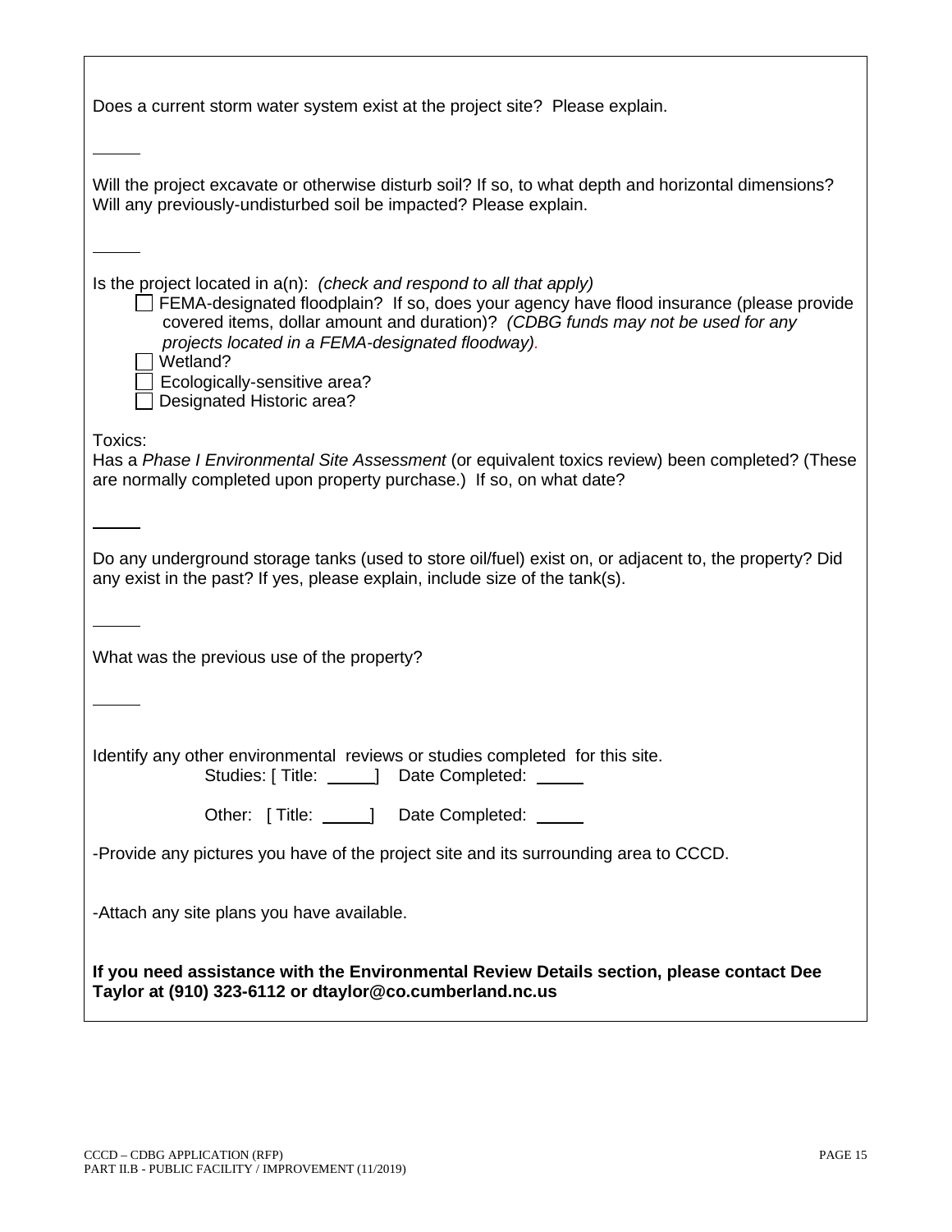Does a current storm water system exist at the project site? Please explain.

_____

Will the project excavate or otherwise disturb soil? If so, to what depth and horizontal dimensions? Will any previously-undisturbed soil be impacted? Please explain.

_____

Is the project located in a(n): *(check and respond to all that apply)*

- ☐ FEMA-designated floodplain? If so, does your agency have flood insurance (please provide covered items, dollar amount and duration)? *(CDBG funds may not be used for any projects located in a FEMA-designated floodway).*
- ☐ Wetland?
- ☐ Ecologically-sensitive area?
- ☐ Designated Historic area?

Toxics:
Has a *Phase I Environmental Site Assessment* (or equivalent toxics review) been completed? (These are normally completed upon property purchase.) If so, on what date?

_____

Do any underground storage tanks (used to store oil/fuel) exist on, or adjacent to, the property? Did any exist in the past? If yes, please explain, include size of the tank(s).

_____

What was the previous use of the property?

_____

Identify any other environmental reviews or studies completed for this site.

Studies: [ Title: _____] Date Completed: _____

Other: [ Title: _____] Date Completed: _____

-Provide any pictures you have of the project site and its surrounding area to CCCD.

-Attach any site plans you have available.

**If you need assistance with the Environmental Review Details section, please contact Dee Taylor at (910) 323-6112 or dtaylor@co.cumberland.nc.us**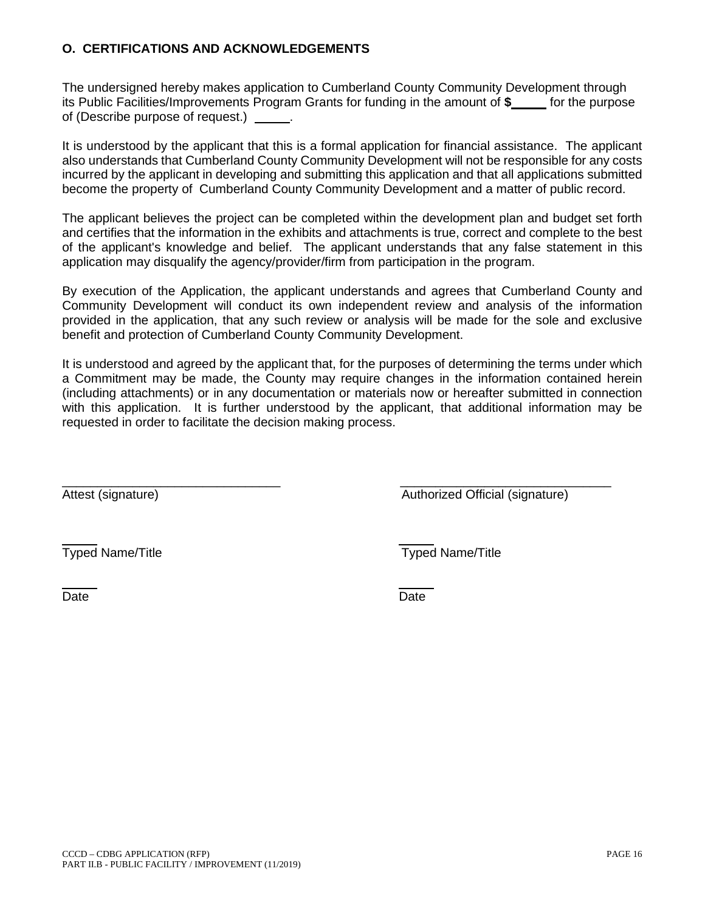**O. CERTIFICATIONS AND ACKNOWLEDGEMENTS**

The undersigned hereby makes application to Cumberland County Community Development through its Public Facilities/Improvements Program Grants for funding in the amount of **$_____** for the purpose of (Describe purpose of request.) _____.

It is understood by the applicant that this is a formal application for financial assistance. The applicant also understands that Cumberland County Community Development will not be responsible for any costs incurred by the applicant in developing and submitting this application and that all applications submitted become the property of Cumberland County Community Development and a matter of public record.

The applicant believes the project can be completed within the development plan and budget set forth and certifies that the information in the exhibits and attachments is true, correct and complete to the best of the applicant's knowledge and belief. The applicant understands that any false statement in this application may disqualify the agency/provider/firm from participation in the program.

By execution of the Application, the applicant understands and agrees that Cumberland County and Community Development will conduct its own independent review and analysis of the information provided in the application, that any such review or analysis will be made for the sole and exclusive benefit and protection of Cumberland County Community Development.

It is understood and agreed by the applicant that, for the purposes of determining the terms under which a Commitment may be made, the County may require changes in the information contained herein (including attachments) or in any documentation or materials now or hereafter submitted in connection with this application. It is further understood by the applicant, that additional information may be requested in order to facilitate the decision making process.

| | |
|---|---|
| ________________________________ | ________________________________ |
| Attest (signature) | Authorized Official (signature) |
| _____ | _____ |
| Typed Name/Title | Typed Name/Title |
| _____ | _____ |
| Date | Date |

CCCD – CDBG APPLICATION (RFP)
PART II.B - PUBLIC FACILITY / IMPROVEMENT (11/2019)